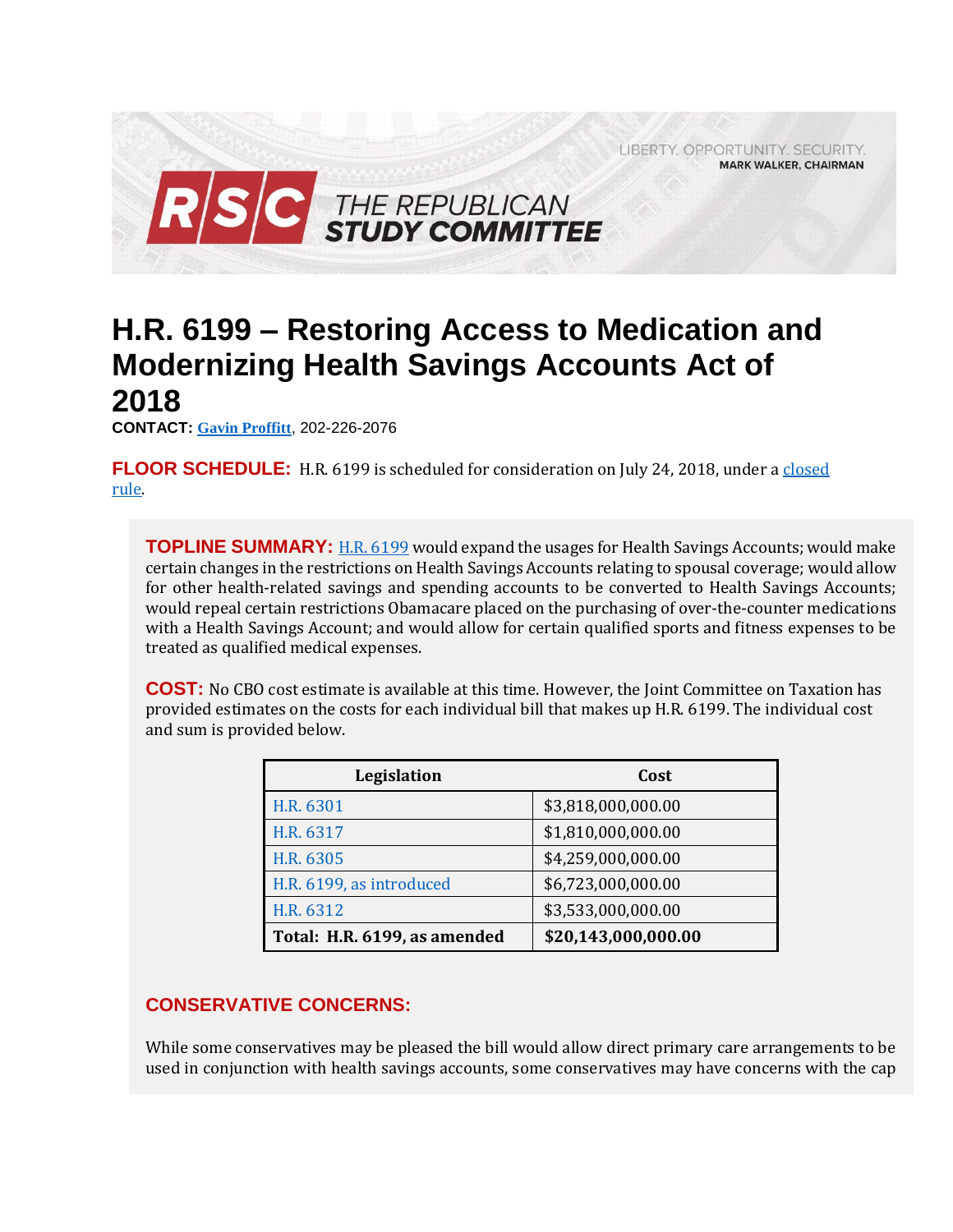LIBERTY. OPPORTUNITY. SECURITY.
MARK WALKER, CHAIRMAN

RSC THE REPUBLICAN STUDY COMMITTEE

# H.R. 6199 – Restoring Access to Medication and Modernizing Health Savings Accounts Act of 2018

**CONTACT:** Gavin Proffitt, 202-226-2076

**FLOOR SCHEDULE:** H.R. 6199 is scheduled for consideration on July 24, 2018, under a closed rule.

**TOPLINE SUMMARY:** H.R. 6199 would expand the usages for Health Savings Accounts; would make certain changes in the restrictions on Health Savings Accounts relating to spousal coverage; would allow for other health-related savings and spending accounts to be converted to Health Savings Accounts; would repeal certain restrictions Obamacare placed on the purchasing of over-the-counter medications with a Health Savings Account; and would allow for certain qualified sports and fitness expenses to be treated as qualified medical expenses.

**COST:** No CBO cost estimate is available at this time. However, the Joint Committee on Taxation has provided estimates on the costs for each individual bill that makes up H.R. 6199. The individual cost and sum is provided below.

| Legislation | Cost |
|---|---|
| H.R. 6301 | $3,818,000,000.00 |
| H.R. 6317 | $1,810,000,000.00 |
| H.R. 6305 | $4,259,000,000.00 |
| H.R. 6199, as introduced | $6,723,000,000.00 |
| H.R. 6312 | $3,533,000,000.00 |
| **Total: H.R. 6199, as amended** | **$20,143,000,000.00** |

**CONSERVATIVE CONCERNS:**

While some conservatives may be pleased the bill would allow direct primary care arrangements to be used in conjunction with health savings accounts, some conservatives may have concerns with the cap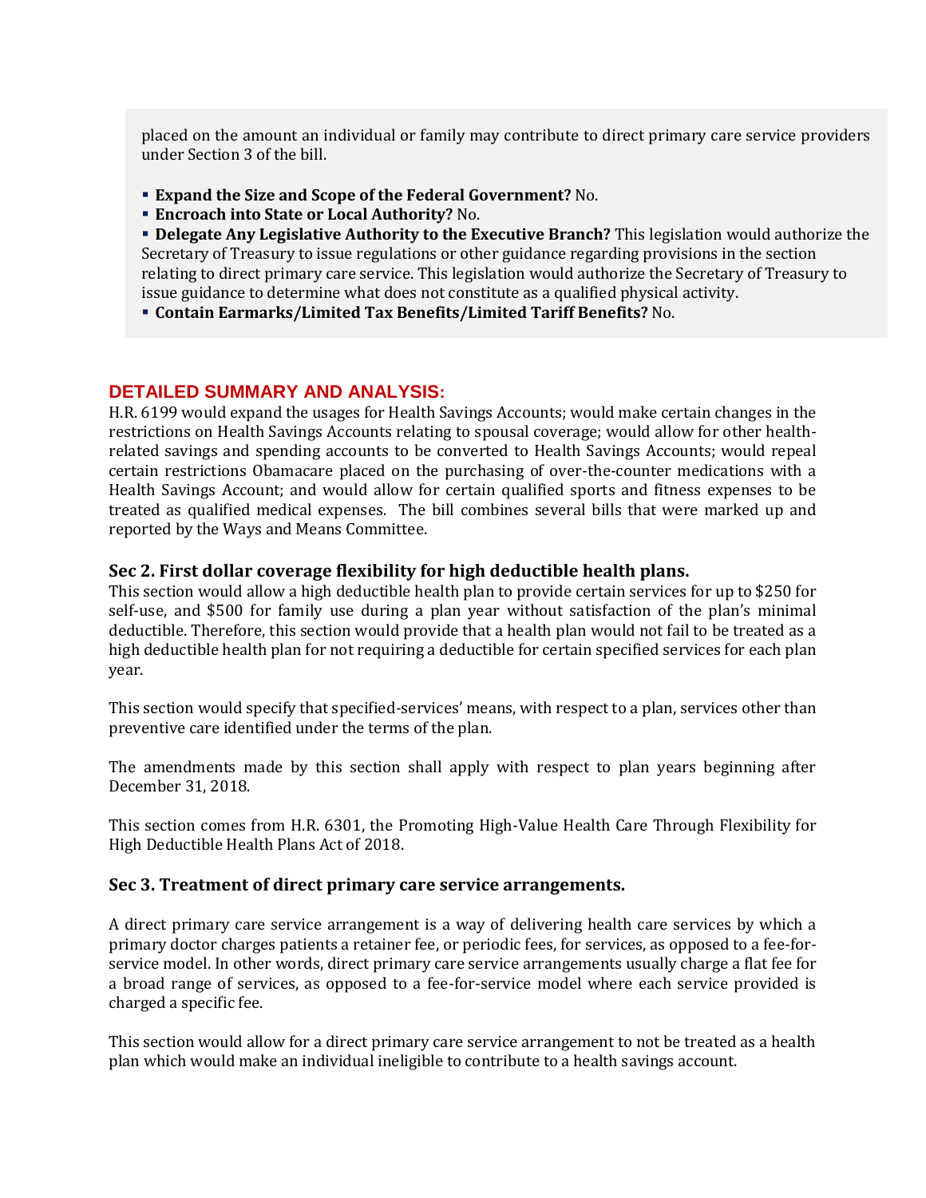placed on the amount an individual or family may contribute to direct primary care service providers under Section 3 of the bill.

- **Expand the Size and Scope of the Federal Government?** No.
- **Encroach into State or Local Authority?** No.
- **Delegate Any Legislative Authority to the Executive Branch?** This legislation would authorize the Secretary of Treasury to issue regulations or other guidance regarding provisions in the section relating to direct primary care service. This legislation would authorize the Secretary of Treasury to issue guidance to determine what does not constitute as a qualified physical activity.
- **Contain Earmarks/Limited Tax Benefits/Limited Tariff Benefits?** No.

## DETAILED SUMMARY AND ANALYSIS:

H.R. 6199 would expand the usages for Health Savings Accounts; would make certain changes in the restrictions on Health Savings Accounts relating to spousal coverage; would allow for other health-related savings and spending accounts to be converted to Health Savings Accounts; would repeal certain restrictions Obamacare placed on the purchasing of over-the-counter medications with a Health Savings Account; and would allow for certain qualified sports and fitness expenses to be treated as qualified medical expenses. The bill combines several bills that were marked up and reported by the Ways and Means Committee.

### Sec 2. First dollar coverage flexibility for high deductible health plans.

This section would allow a high deductible health plan to provide certain services for up to $250 for self-use, and $500 for family use during a plan year without satisfaction of the plan's minimal deductible. Therefore, this section would provide that a health plan would not fail to be treated as a high deductible health plan for not requiring a deductible for certain specified services for each plan year.

This section would specify that specified-services' means, with respect to a plan, services other than preventive care identified under the terms of the plan.

The amendments made by this section shall apply with respect to plan years beginning after December 31, 2018.

This section comes from H.R. 6301, the Promoting High-Value Health Care Through Flexibility for High Deductible Health Plans Act of 2018.

### Sec 3. Treatment of direct primary care service arrangements.

A direct primary care service arrangement is a way of delivering health care services by which a primary doctor charges patients a retainer fee, or periodic fees, for services, as opposed to a fee-for-service model. In other words, direct primary care service arrangements usually charge a flat fee for a broad range of services, as opposed to a fee-for-service model where each service provided is charged a specific fee.

This section would allow for a direct primary care service arrangement to not be treated as a health plan which would make an individual ineligible to contribute to a health savings account.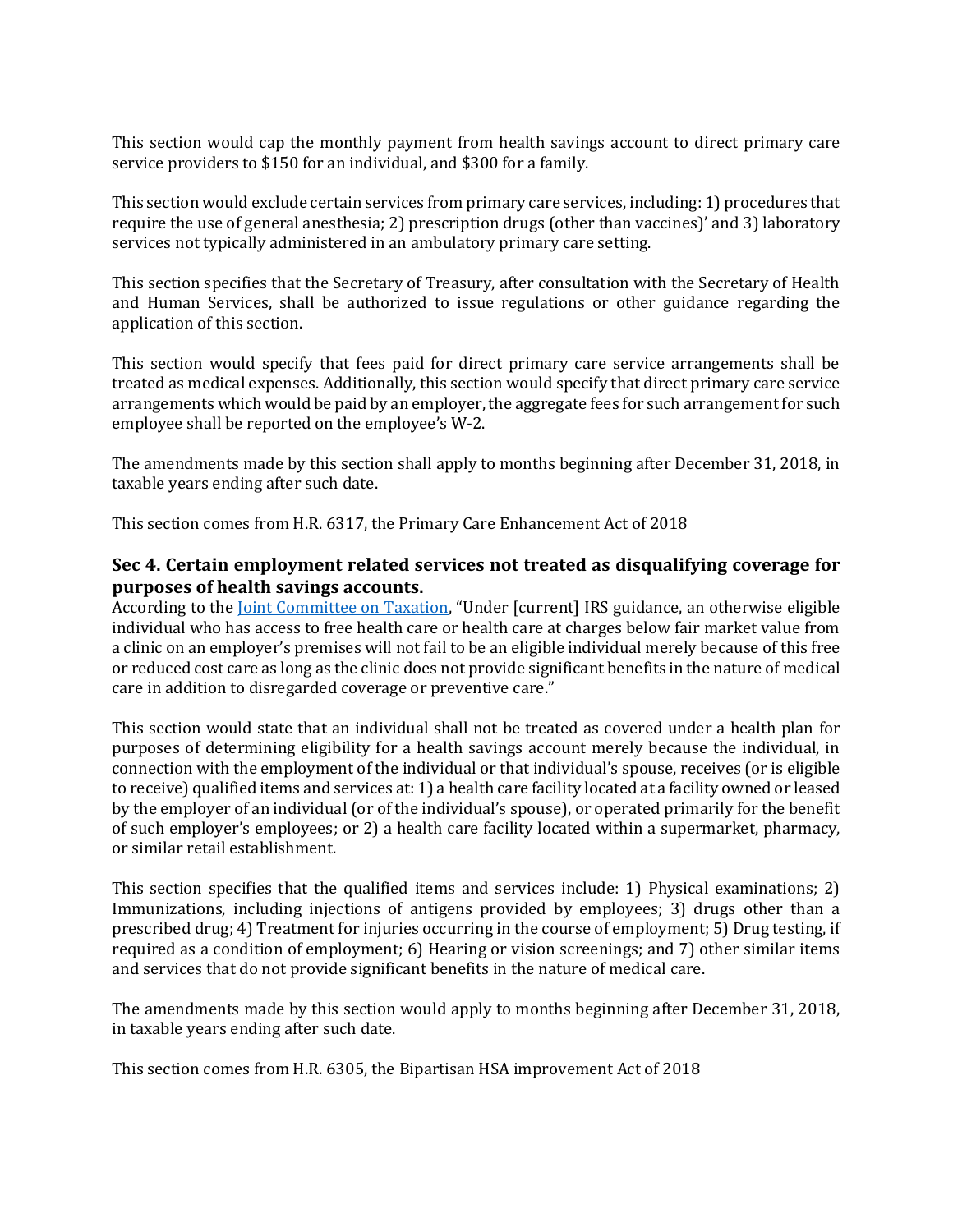This section would cap the monthly payment from health savings account to direct primary care service providers to $150 for an individual, and $300 for a family.

This section would exclude certain services from primary care services, including: 1) procedures that require the use of general anesthesia; 2) prescription drugs (other than vaccines)' and 3) laboratory services not typically administered in an ambulatory primary care setting.

This section specifies that the Secretary of Treasury, after consultation with the Secretary of Health and Human Services, shall be authorized to issue regulations or other guidance regarding the application of this section.

This section would specify that fees paid for direct primary care service arrangements shall be treated as medical expenses. Additionally, this section would specify that direct primary care service arrangements which would be paid by an employer, the aggregate fees for such arrangement for such employee shall be reported on the employee's W-2.

The amendments made by this section shall apply to months beginning after December 31, 2018, in taxable years ending after such date.

This section comes from H.R. 6317, the Primary Care Enhancement Act of 2018

### Sec 4. Certain employment related services not treated as disqualifying coverage for purposes of health savings accounts.

According to the Joint Committee on Taxation, "Under [current] IRS guidance, an otherwise eligible individual who has access to free health care or health care at charges below fair market value from a clinic on an employer's premises will not fail to be an eligible individual merely because of this free or reduced cost care as long as the clinic does not provide significant benefits in the nature of medical care in addition to disregarded coverage or preventive care."

This section would state that an individual shall not be treated as covered under a health plan for purposes of determining eligibility for a health savings account merely because the individual, in connection with the employment of the individual or that individual's spouse, receives (or is eligible to receive) qualified items and services at: 1) a health care facility located at a facility owned or leased by the employer of an individual (or of the individual's spouse), or operated primarily for the benefit of such employer's employees; or 2) a health care facility located within a supermarket, pharmacy, or similar retail establishment.

This section specifies that the qualified items and services include: 1) Physical examinations; 2) Immunizations, including injections of antigens provided by employees; 3) drugs other than a prescribed drug; 4) Treatment for injuries occurring in the course of employment; 5) Drug testing, if required as a condition of employment; 6) Hearing or vision screenings; and 7) other similar items and services that do not provide significant benefits in the nature of medical care.

The amendments made by this section would apply to months beginning after December 31, 2018, in taxable years ending after such date.

This section comes from H.R. 6305, the Bipartisan HSA improvement Act of 2018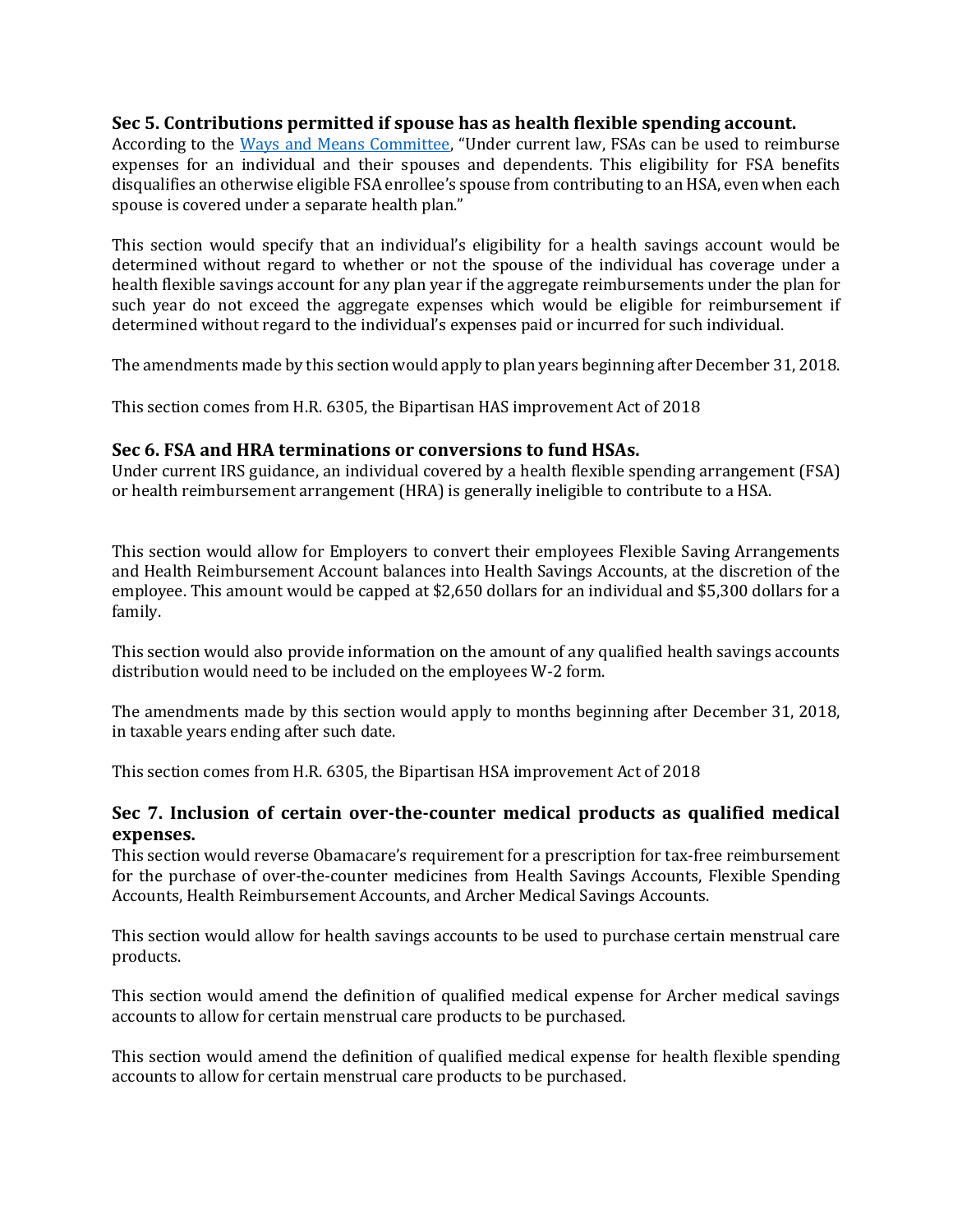### Sec 5. Contributions permitted if spouse has as health flexible spending account.

According to the [Ways and Means Committee](), "Under current law, FSAs can be used to reimburse expenses for an individual and their spouses and dependents. This eligibility for FSA benefits disqualifies an otherwise eligible FSA enrollee's spouse from contributing to an HSA, even when each spouse is covered under a separate health plan."

This section would specify that an individual's eligibility for a health savings account would be determined without regard to whether or not the spouse of the individual has coverage under a health flexible savings account for any plan year if the aggregate reimbursements under the plan for such year do not exceed the aggregate expenses which would be eligible for reimbursement if determined without regard to the individual's expenses paid or incurred for such individual.

The amendments made by this section would apply to plan years beginning after December 31, 2018.

This section comes from H.R. 6305, the Bipartisan HAS improvement Act of 2018

### Sec 6. FSA and HRA terminations or conversions to fund HSAs.

Under current IRS guidance, an individual covered by a health flexible spending arrangement (FSA) or health reimbursement arrangement (HRA) is generally ineligible to contribute to a HSA.

This section would allow for Employers to convert their employees Flexible Saving Arrangements and Health Reimbursement Account balances into Health Savings Accounts, at the discretion of the employee. This amount would be capped at $2,650 dollars for an individual and $5,300 dollars for a family.

This section would also provide information on the amount of any qualified health savings accounts distribution would need to be included on the employees W-2 form.

The amendments made by this section would apply to months beginning after December 31, 2018, in taxable years ending after such date.

This section comes from H.R. 6305, the Bipartisan HSA improvement Act of 2018

### Sec 7. Inclusion of certain over-the-counter medical products as qualified medical expenses.

This section would reverse Obamacare's requirement for a prescription for tax-free reimbursement for the purchase of over-the-counter medicines from Health Savings Accounts, Flexible Spending Accounts, Health Reimbursement Accounts, and Archer Medical Savings Accounts.

This section would allow for health savings accounts to be used to purchase certain menstrual care products.

This section would amend the definition of qualified medical expense for Archer medical savings accounts to allow for certain menstrual care products to be purchased.

This section would amend the definition of qualified medical expense for health flexible spending accounts to allow for certain menstrual care products to be purchased.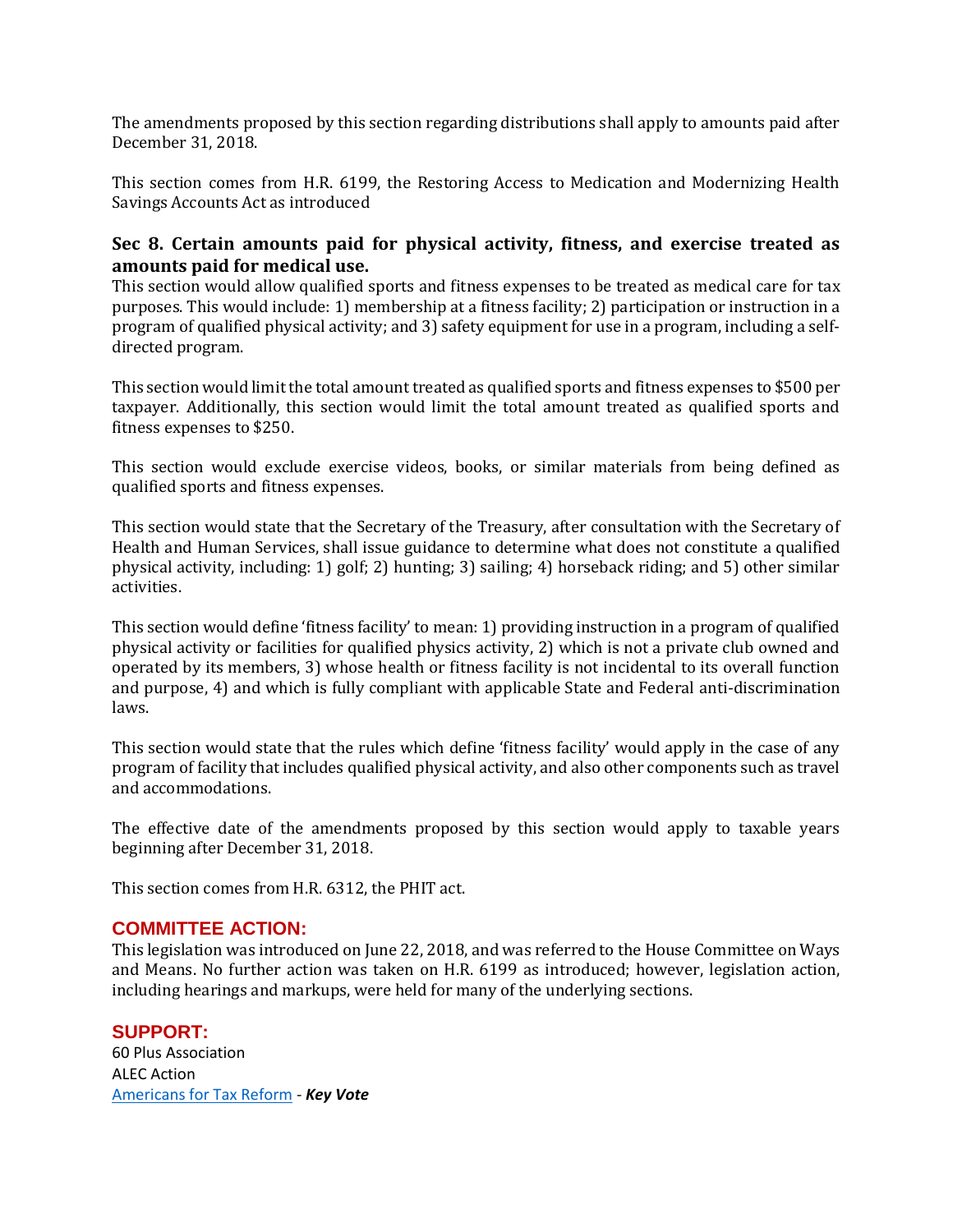The amendments proposed by this section regarding distributions shall apply to amounts paid after December 31, 2018.

This section comes from H.R. 6199, the Restoring Access to Medication and Modernizing Health Savings Accounts Act as introduced

### Sec 8. Certain amounts paid for physical activity, fitness, and exercise treated as amounts paid for medical use.

This section would allow qualified sports and fitness expenses to be treated as medical care for tax purposes. This would include: 1) membership at a fitness facility; 2) participation or instruction in a program of qualified physical activity; and 3) safety equipment for use in a program, including a self-directed program.

This section would limit the total amount treated as qualified sports and fitness expenses to $500 per taxpayer. Additionally, this section would limit the total amount treated as qualified sports and fitness expenses to $250.

This section would exclude exercise videos, books, or similar materials from being defined as qualified sports and fitness expenses.

This section would state that the Secretary of the Treasury, after consultation with the Secretary of Health and Human Services, shall issue guidance to determine what does not constitute a qualified physical activity, including: 1) golf; 2) hunting; 3) sailing; 4) horseback riding; and 5) other similar activities.

This section would define 'fitness facility' to mean: 1) providing instruction in a program of qualified physical activity or facilities for qualified physics activity, 2) which is not a private club owned and operated by its members, 3) whose health or fitness facility is not incidental to its overall function and purpose, 4) and which is fully compliant with applicable State and Federal anti-discrimination laws.

This section would state that the rules which define 'fitness facility' would apply in the case of any program of facility that includes qualified physical activity, and also other components such as travel and accommodations.

The effective date of the amendments proposed by this section would apply to taxable years beginning after December 31, 2018.

This section comes from H.R. 6312, the PHIT act.

## COMMITTEE ACTION:

This legislation was introduced on June 22, 2018, and was referred to the House Committee on Ways and Means. No further action was taken on H.R. 6199 as introduced; however, legislation action, including hearings and markups, were held for many of the underlying sections.

## SUPPORT:

60 Plus Association
ALEC Action
Americans for Tax Reform - ***Key Vote***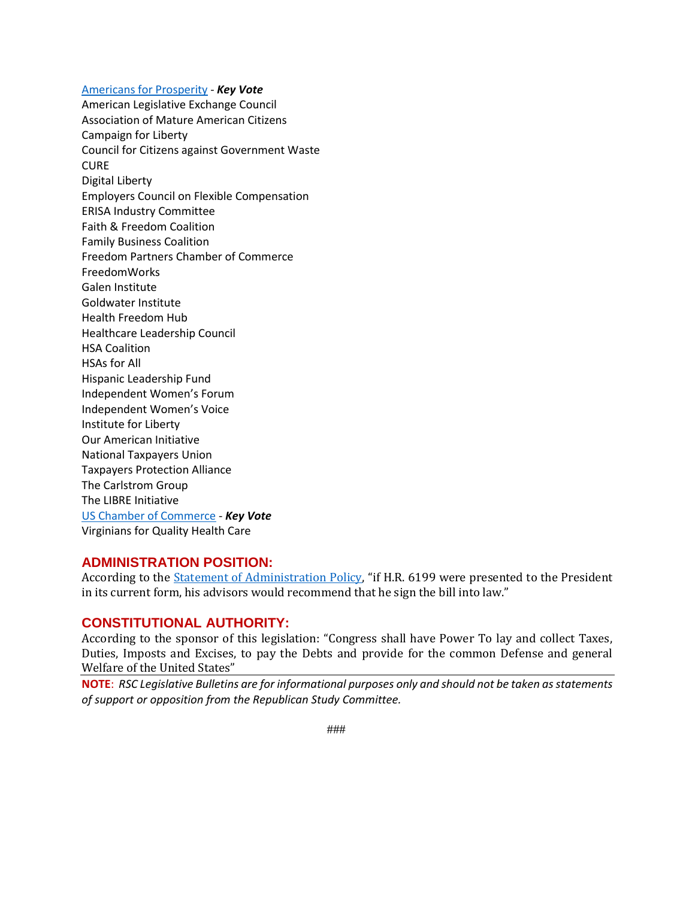Americans for Prosperity - ***Key Vote***
American Legislative Exchange Council
Association of Mature American Citizens
Campaign for Liberty
Council for Citizens against Government Waste
CURE
Digital Liberty
Employers Council on Flexible Compensation
ERISA Industry Committee
Faith & Freedom Coalition
Family Business Coalition
Freedom Partners Chamber of Commerce
FreedomWorks
Galen Institute
Goldwater Institute
Health Freedom Hub
Healthcare Leadership Council
HSA Coalition
HSAs for All
Hispanic Leadership Fund
Independent Women's Forum
Independent Women's Voice
Institute for Liberty
Our American Initiative
National Taxpayers Union
Taxpayers Protection Alliance
The Carlstrom Group
The LIBRE Initiative
US Chamber of Commerce - ***Key Vote***
Virginians for Quality Health Care

## ADMINISTRATION POSITION:

According to the Statement of Administration Policy, "if H.R. 6199 were presented to the President in its current form, his advisors would recommend that he sign the bill into law."

## CONSTITUTIONAL AUTHORITY:

According to the sponsor of this legislation: "Congress shall have Power To lay and collect Taxes, Duties, Imposts and Excises, to pay the Debts and provide for the common Defense and general Welfare of the United States"

---

**NOTE**: *RSC Legislative Bulletins are for informational purposes only and should not be taken as statements of support or opposition from the Republican Study Committee.*

###